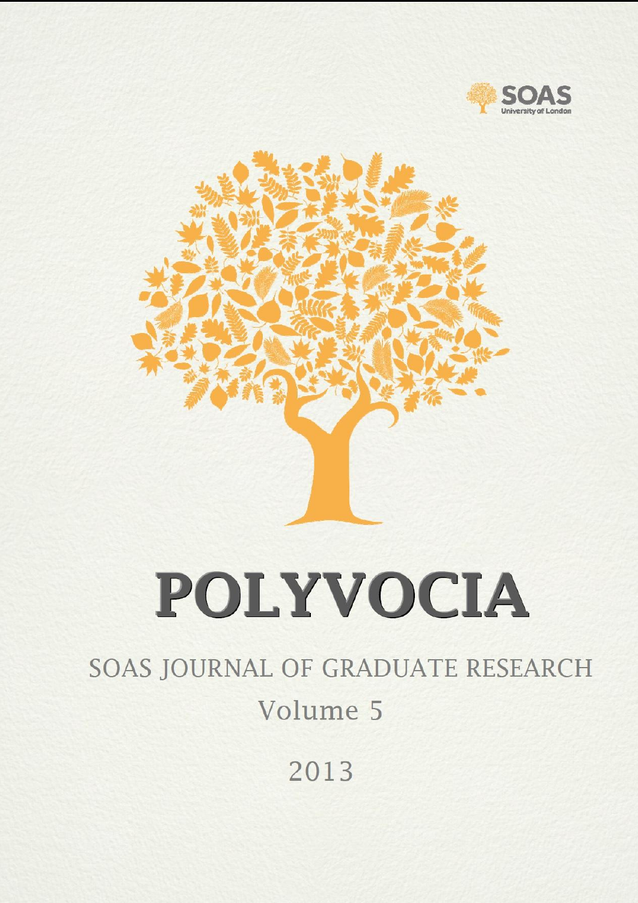SOAS
University of London

# POLYVOCIA

SOAS JOURNAL OF GRADUATE RESEARCH

Volume 5

2013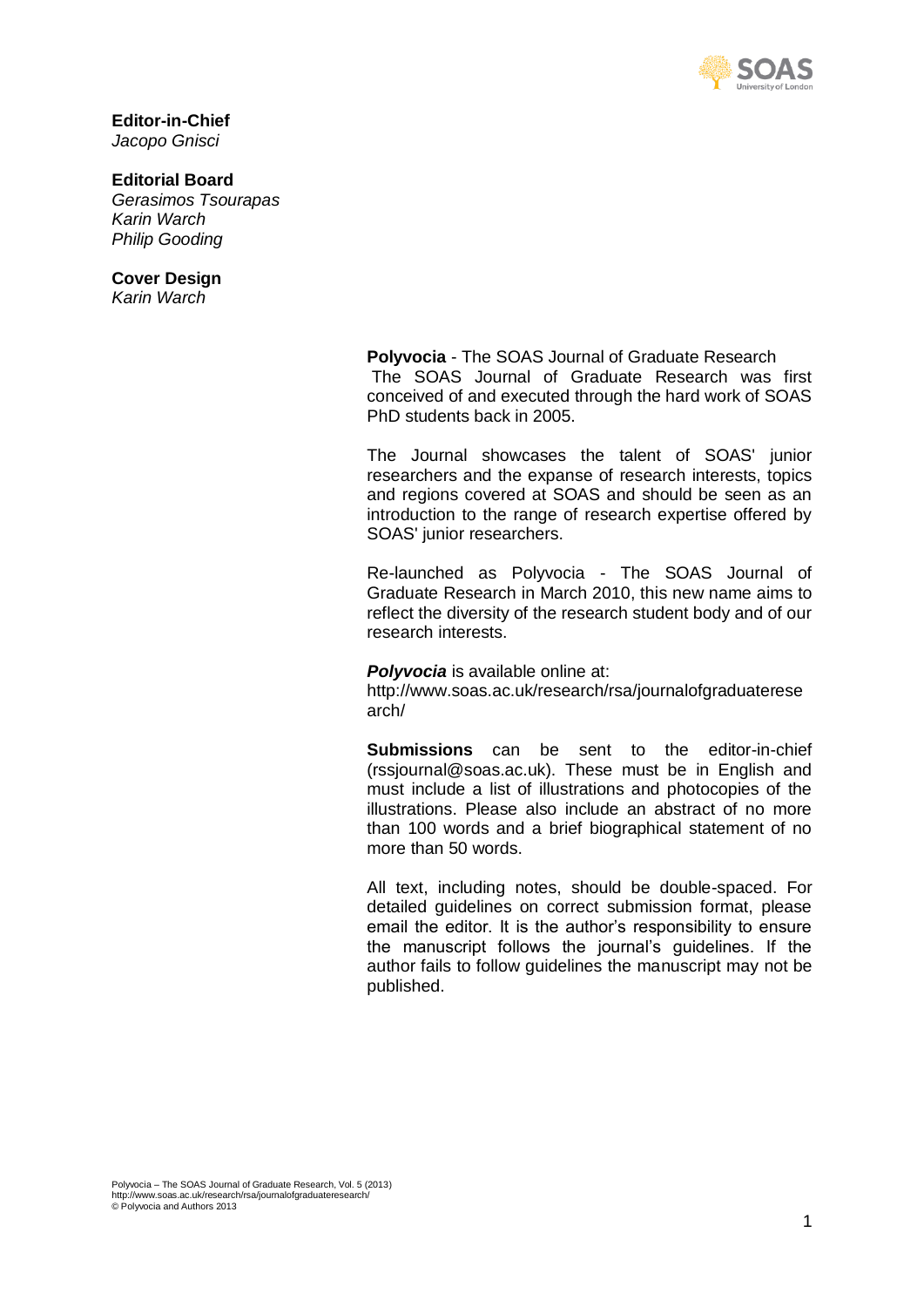**Editor-in-Chief**
*Jacopo Gnisci*

**Editorial Board**
*Gerasimos Tsourapas*
*Karin Warch*
*Philip Gooding*

**Cover Design**
*Karin Warch*

**Polyvocia** - The SOAS Journal of Graduate Research
The SOAS Journal of Graduate Research was first conceived of and executed through the hard work of SOAS PhD students back in 2005.

The Journal showcases the talent of SOAS' junior researchers and the expanse of research interests, topics and regions covered at SOAS and should be seen as an introduction to the range of research expertise offered by SOAS' junior researchers.

Re-launched as Polyvocia - The SOAS Journal of Graduate Research in March 2010, this new name aims to reflect the diversity of the research student body and of our research interests.

***Polyvocia*** is available online at:
http://www.soas.ac.uk/research/rsa/journalofgraduateresearch/

**Submissions** can be sent to the editor-in-chief (rssjournal@soas.ac.uk). These must be in English and must include a list of illustrations and photocopies of the illustrations. Please also include an abstract of no more than 100 words and a brief biographical statement of no more than 50 words.

All text, including notes, should be double-spaced. For detailed guidelines on correct submission format, please email the editor. It is the author's responsibility to ensure the manuscript follows the journal's guidelines. If the author fails to follow guidelines the manuscript may not be published.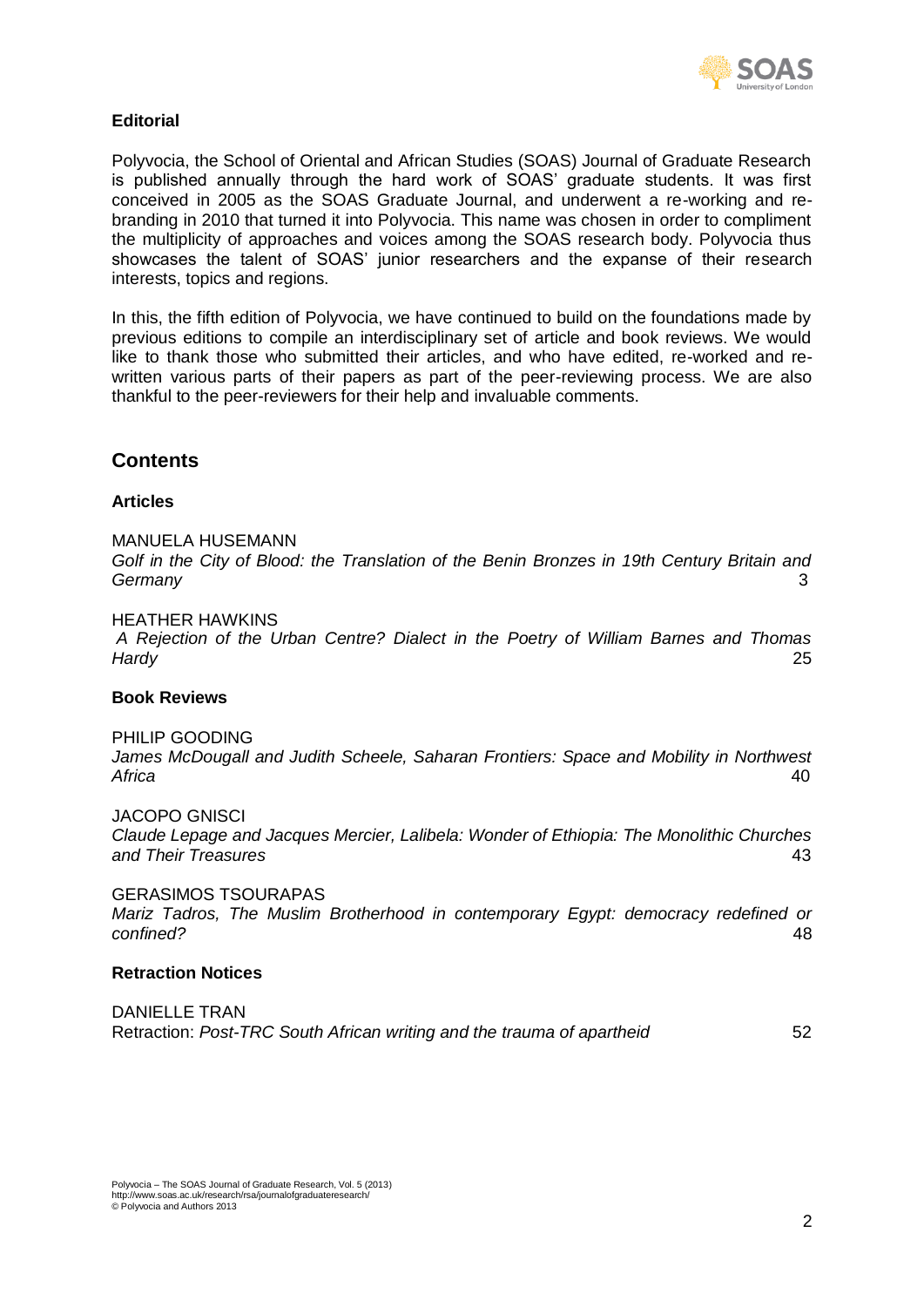## Editorial

Polyvocia, the School of Oriental and African Studies (SOAS) Journal of Graduate Research is published annually through the hard work of SOAS' graduate students. It was first conceived in 2005 as the SOAS Graduate Journal, and underwent a re-working and re-branding in 2010 that turned it into Polyvocia. This name was chosen in order to compliment the multiplicity of approaches and voices among the SOAS research body. Polyvocia thus showcases the talent of SOAS' junior researchers and the expanse of their research interests, topics and regions.

In this, the fifth edition of Polyvocia, we have continued to build on the foundations made by previous editions to compile an interdisciplinary set of article and book reviews. We would like to thank those who submitted their articles, and who have edited, re-worked and re-written various parts of their papers as part of the peer-reviewing process. We are also thankful to the peer-reviewers for their help and invaluable comments.

## Contents

### Articles

MANUELA HUSEMANN
*Golf in the City of Blood: the Translation of the Benin Bronzes in 19th Century Britain and Germany* 3

HEATHER HAWKINS
*A Rejection of the Urban Centre? Dialect in the Poetry of William Barnes and Thomas Hardy* 25

### Book Reviews

PHILIP GOODING
*James McDougall and Judith Scheele, Saharan Frontiers: Space and Mobility in Northwest Africa* 40

JACOPO GNISCI
*Claude Lepage and Jacques Mercier, Lalibela: Wonder of Ethiopia: The Monolithic Churches and Their Treasures* 43

GERASIMOS TSOURAPAS
*Mariz Tadros, The Muslim Brotherhood in contemporary Egypt: democracy redefined or confined?* 48

### Retraction Notices

DANIELLE TRAN
Retraction: *Post-TRC South African writing and the trauma of apartheid* 52